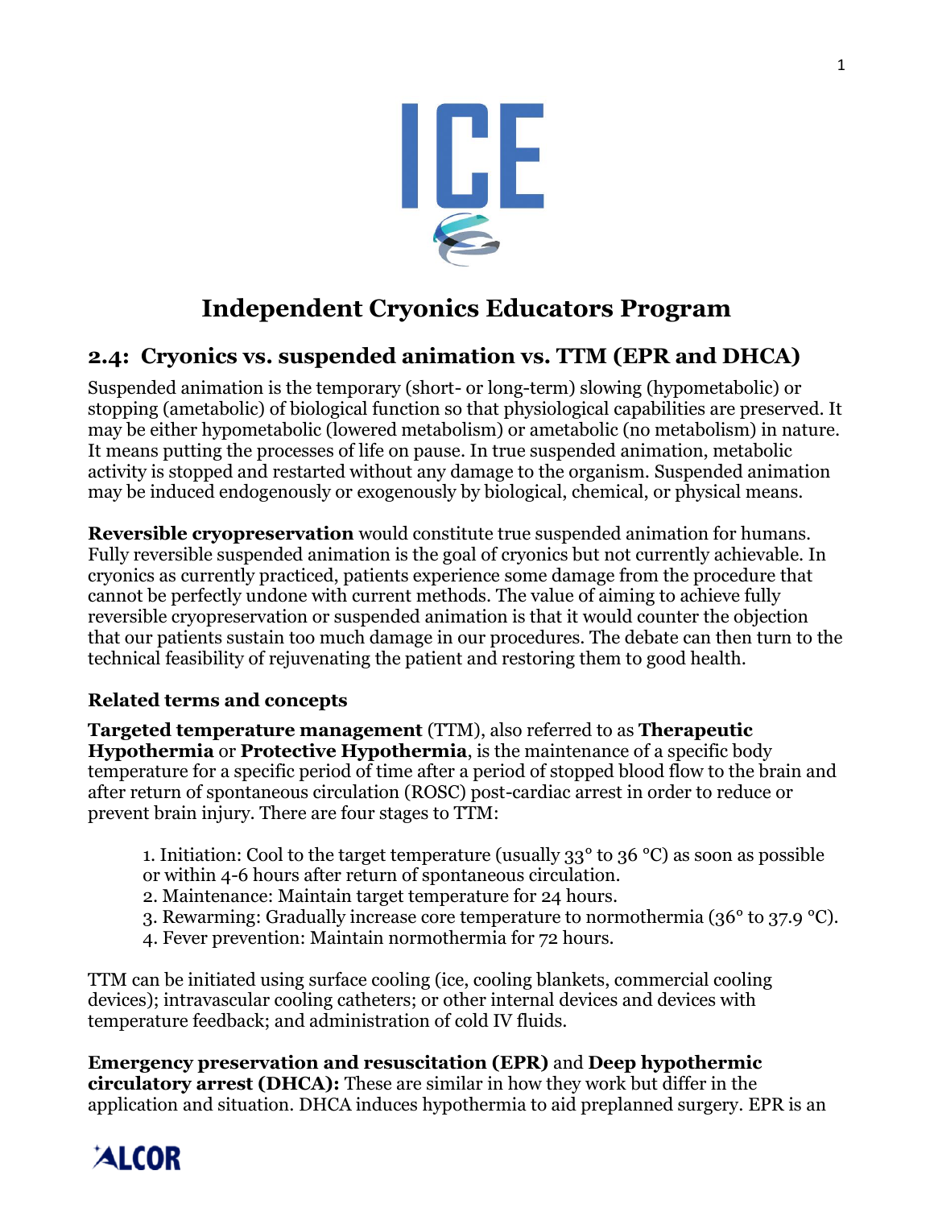# Independent Cryonics Educators Program

## 2.4: Cryonics vs. suspended animation vs. TTM (EPR and DHCA)

Suspended animation is the temporary (short- or long-term) slowing (hypometabolic) or stopping (ametabolic) of biological function so that physiological capabilities are preserved. It may be either hypometabolic (lowered metabolism) or ametabolic (no metabolism) in nature. It means putting the processes of life on pause. In true suspended animation, metabolic activity is stopped and restarted without any damage to the organism. Suspended animation may be induced endogenously or exogenously by biological, chemical, or physical means.

**Reversible cryopreservation** would constitute true suspended animation for humans. Fully reversible suspended animation is the goal of cryonics but not currently achievable. In cryonics as currently practiced, patients experience some damage from the procedure that cannot be perfectly undone with current methods. The value of aiming to achieve fully reversible cryopreservation or suspended animation is that it would counter the objection that our patients sustain too much damage in our procedures. The debate can then turn to the technical feasibility of rejuvenating the patient and restoring them to good health.

### Related terms and concepts

**Targeted temperature management** (TTM), also referred to as **Therapeutic Hypothermia** or **Protective Hypothermia**, is the maintenance of a specific body temperature for a specific period of time after a period of stopped blood flow to the brain and after return of spontaneous circulation (ROSC) post-cardiac arrest in order to reduce or prevent brain injury. There are four stages to TTM:

1. Initiation: Cool to the target temperature (usually 33° to 36 °C) as soon as possible or within 4-6 hours after return of spontaneous circulation.
2. Maintenance: Maintain target temperature for 24 hours.
3. Rewarming: Gradually increase core temperature to normothermia (36° to 37.9 °C).
4. Fever prevention: Maintain normothermia for 72 hours.

TTM can be initiated using surface cooling (ice, cooling blankets, commercial cooling devices); intravascular cooling catheters; or other internal devices and devices with temperature feedback; and administration of cold IV fluids.

**Emergency preservation and resuscitation (EPR)** and **Deep hypothermic circulatory arrest (DHCA):** These are similar in how they work but differ in the application and situation. DHCA induces hypothermia to aid preplanned surgery. EPR is an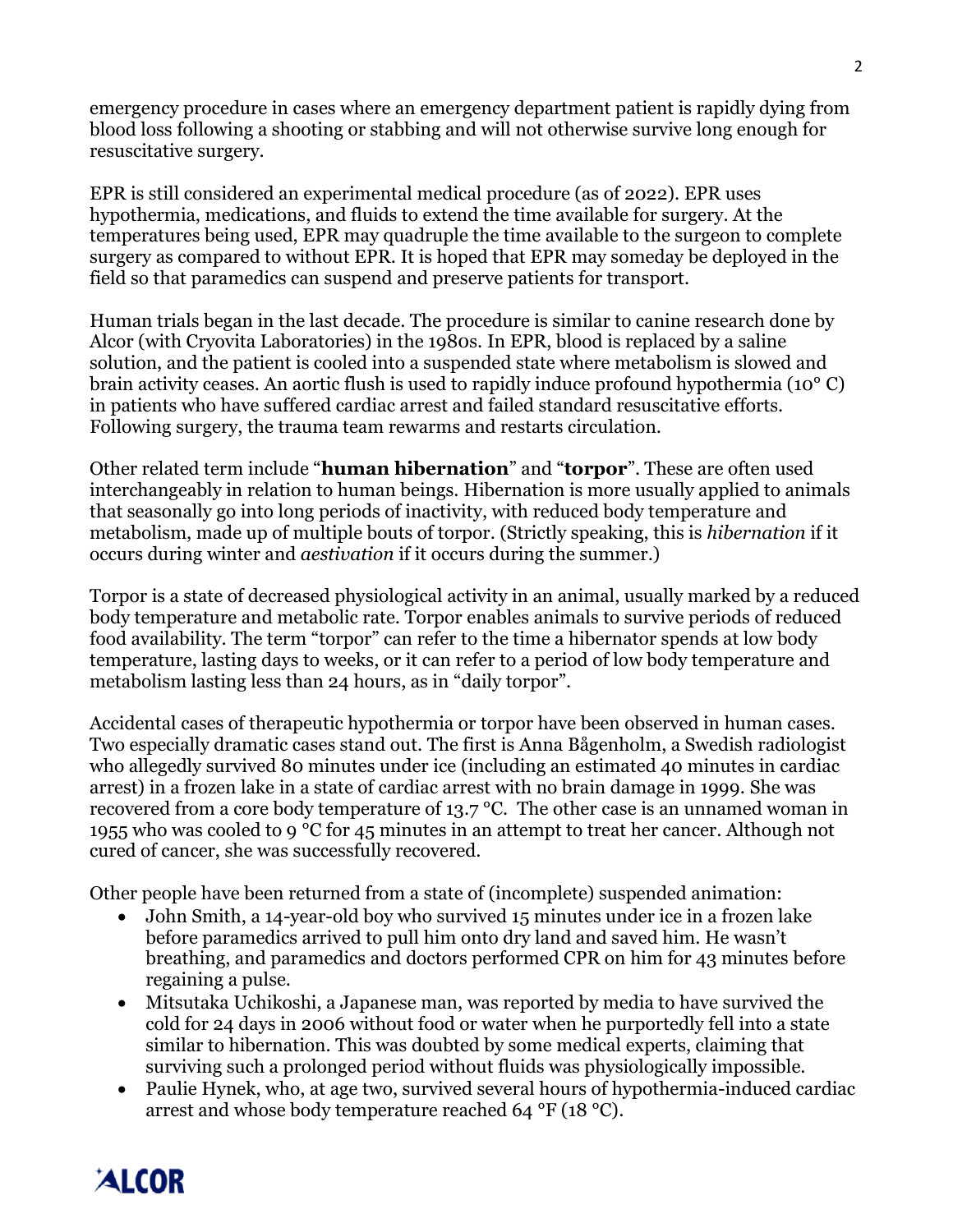emergency procedure in cases where an emergency department patient is rapidly dying from blood loss following a shooting or stabbing and will not otherwise survive long enough for resuscitative surgery.

EPR is still considered an experimental medical procedure (as of 2022). EPR uses hypothermia, medications, and fluids to extend the time available for surgery. At the temperatures being used, EPR may quadruple the time available to the surgeon to complete surgery as compared to without EPR. It is hoped that EPR may someday be deployed in the field so that paramedics can suspend and preserve patients for transport.

Human trials began in the last decade. The procedure is similar to canine research done by Alcor (with Cryovita Laboratories) in the 1980s. In EPR, blood is replaced by a saline solution, and the patient is cooled into a suspended state where metabolism is slowed and brain activity ceases. An aortic flush is used to rapidly induce profound hypothermia (10° C) in patients who have suffered cardiac arrest and failed standard resuscitative efforts. Following surgery, the trauma team rewarms and restarts circulation.

Other related term include "**human hibernation**" and "**torpor**". These are often used interchangeably in relation to human beings. Hibernation is more usually applied to animals that seasonally go into long periods of inactivity, with reduced body temperature and metabolism, made up of multiple bouts of torpor. (Strictly speaking, this is *hibernation* if it occurs during winter and *aestivation* if it occurs during the summer.)

Torpor is a state of decreased physiological activity in an animal, usually marked by a reduced body temperature and metabolic rate. Torpor enables animals to survive periods of reduced food availability. The term "torpor" can refer to the time a hibernator spends at low body temperature, lasting days to weeks, or it can refer to a period of low body temperature and metabolism lasting less than 24 hours, as in "daily torpor".

Accidental cases of therapeutic hypothermia or torpor have been observed in human cases. Two especially dramatic cases stand out. The first is Anna Bågenholm, a Swedish radiologist who allegedly survived 80 minutes under ice (including an estimated 40 minutes in cardiac arrest) in a frozen lake in a state of cardiac arrest with no brain damage in 1999. She was recovered from a core body temperature of 13.7 °C. The other case is an unnamed woman in 1955 who was cooled to 9 °C for 45 minutes in an attempt to treat her cancer. Although not cured of cancer, she was successfully recovered.

Other people have been returned from a state of (incomplete) suspended animation:

- John Smith, a 14-year-old boy who survived 15 minutes under ice in a frozen lake before paramedics arrived to pull him onto dry land and saved him. He wasn't breathing, and paramedics and doctors performed CPR on him for 43 minutes before regaining a pulse.
- Mitsutaka Uchikoshi, a Japanese man, was reported by media to have survived the cold for 24 days in 2006 without food or water when he purportedly fell into a state similar to hibernation. This was doubted by some medical experts, claiming that surviving such a prolonged period without fluids was physiologically impossible.
- Paulie Hynek, who, at age two, survived several hours of hypothermia-induced cardiac arrest and whose body temperature reached 64 °F (18 °C).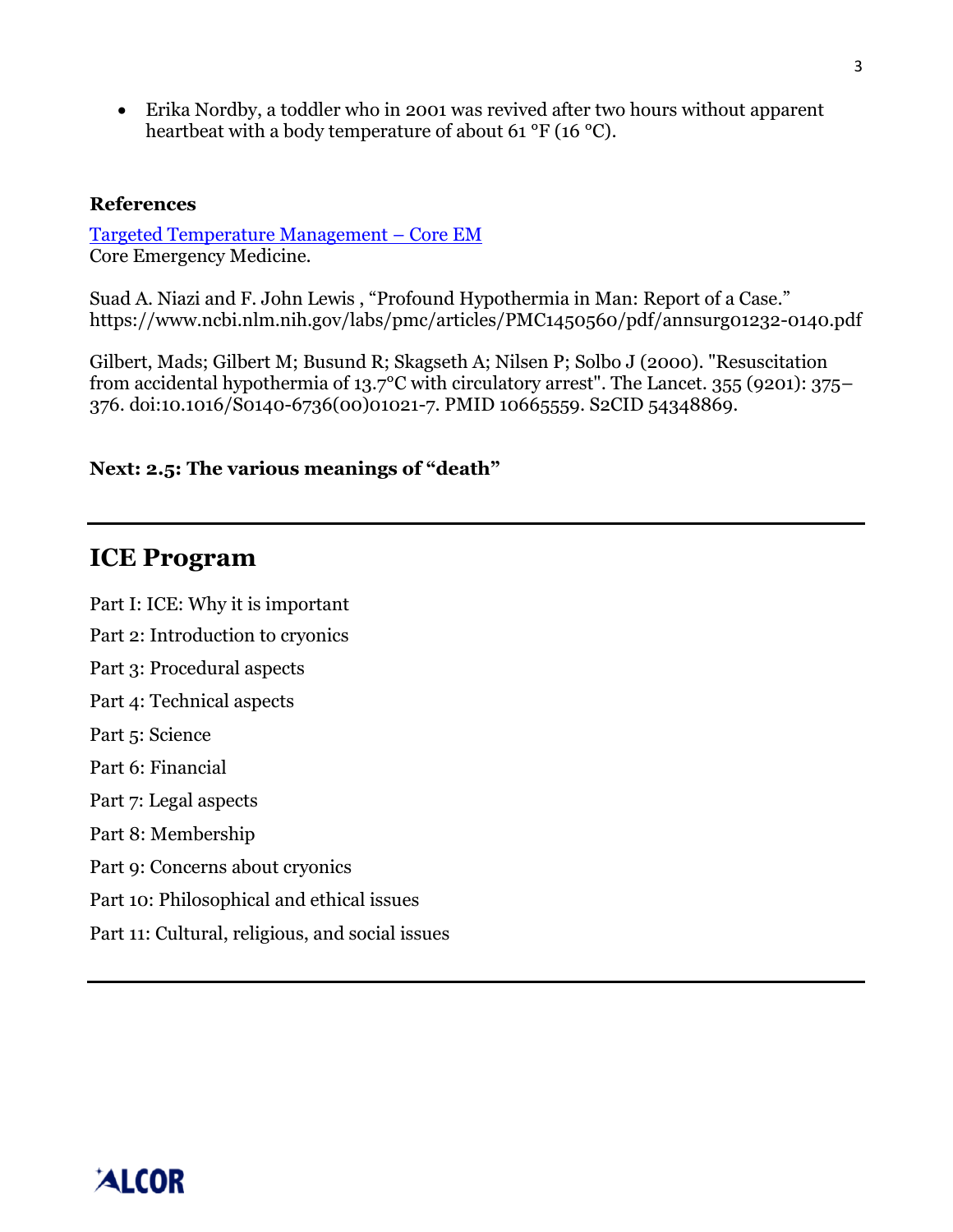- Erika Nordby, a toddler who in 2001 was revived after two hours without apparent heartbeat with a body temperature of about 61 °F (16 °C).

**References**

[Targeted Temperature Management – Core EM](Targeted Temperature Management – Core EM)
Core Emergency Medicine.

Suad A. Niazi and F. John Lewis , “Profound Hypothermia in Man: Report of a Case.” https://www.ncbi.nlm.nih.gov/labs/pmc/articles/PMC1450560/pdf/annsurg01232-0140.pdf

Gilbert, Mads; Gilbert M; Busund R; Skagseth A; Nilsen P; Solbo J (2000). "Resuscitation from accidental hypothermia of 13.7°C with circulatory arrest". The Lancet. 355 (9201): 375–376. doi:10.1016/S0140-6736(00)01021-7. PMID 10665559. S2CID 54348869.

**Next: 2.5: The various meanings of “death”**

---

## ICE Program

Part I: ICE: Why it is important

Part 2: Introduction to cryonics

Part 3: Procedural aspects

Part 4: Technical aspects

Part 5: Science

Part 6: Financial

Part 7: Legal aspects

Part 8: Membership

Part 9: Concerns about cryonics

Part 10: Philosophical and ethical issues

Part 11: Cultural, religious, and social issues

---

ALCOR